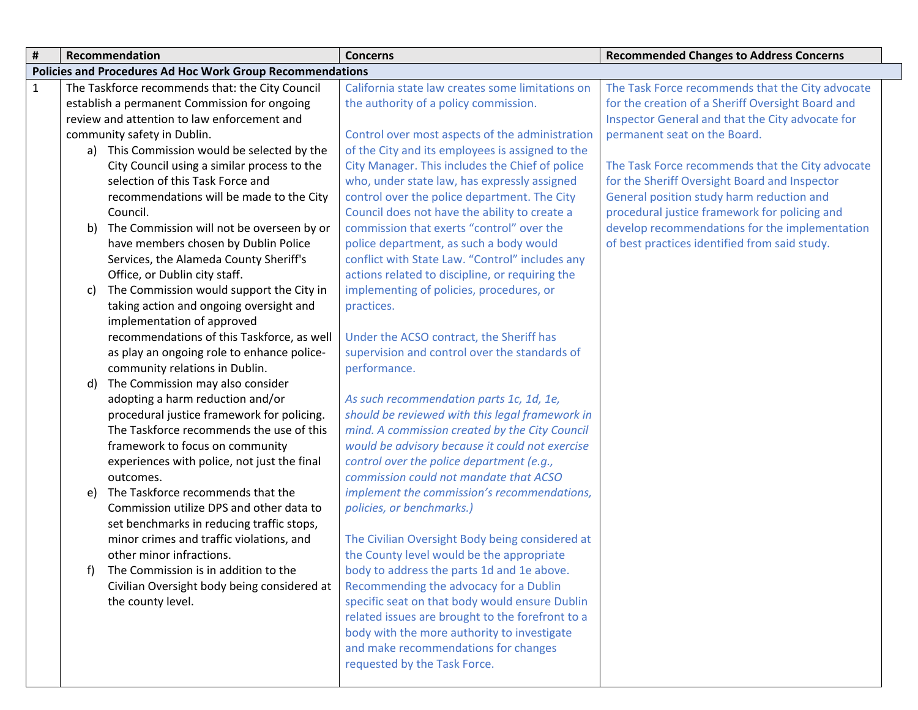| # | Recommendation | Concerns | Recommended Changes to Address Concerns |
|---|---|---|---|
| **Policies and Procedures Ad Hoc Work Group Recommendations** | | | |
| 1 | The Taskforce recommends that: the City Council establish a permanent Commission for ongoing review and attention to law enforcement and community safety in Dublin.<br>a) This Commission would be selected by the City Council using a similar process to the selection of this Task Force and recommendations will be made to the City Council.<br>b) The Commission will not be overseen by or have members chosen by Dublin Police Services, the Alameda County Sheriff's Office, or Dublin city staff.<br>c) The Commission would support the City in taking action and ongoing oversight and implementation of approved recommendations of this Taskforce, as well as play an ongoing role to enhance police-community relations in Dublin.<br>d) The Commission may also consider adopting a harm reduction and/or procedural justice framework for policing. The Taskforce recommends the use of this framework to focus on community experiences with police, not just the final outcomes.<br>e) The Taskforce recommends that the Commission utilize DPS and other data to set benchmarks in reducing traffic stops, minor crimes and traffic violations, and other minor infractions.<br>f) The Commission is in addition to the Civilian Oversight body being considered at the county level. | California state law creates some limitations on the authority of a policy commission.<br><br>Control over most aspects of the administration of the City and its employees is assigned to the City Manager. This includes the Chief of police who, under state law, has expressly assigned control over the police department. The City Council does not have the ability to create a commission that exerts "control" over the police department, as such a body would conflict with State Law. "Control" includes any actions related to discipline, or requiring the implementing of policies, procedures, or practices.<br><br>Under the ACSO contract, the Sheriff has supervision and control over the standards of performance.<br><br>*As such recommendation parts 1c, 1d, 1e, should be reviewed with this legal framework in mind. A commission created by the City Council would be advisory because it could not exercise control over the police department (e.g., commission could not mandate that ACSO implement the commission's recommendations, policies, or benchmarks.)*<br><br>The Civilian Oversight Body being considered at the County level would be the appropriate body to address the parts 1d and 1e above. Recommending the advocacy for a Dublin specific seat on that body would ensure Dublin related issues are brought to the forefront to a body with the more authority to investigate and make recommendations for changes requested by the Task Force. | The Task Force recommends that the City advocate for the creation of a Sheriff Oversight Board and Inspector General and that the City advocate for permanent seat on the Board.<br><br>The Task Force recommends that the City advocate for the Sheriff Oversight Board and Inspector General position study harm reduction and procedural justice framework for policing and develop recommendations for the implementation of best practices identified from said study. |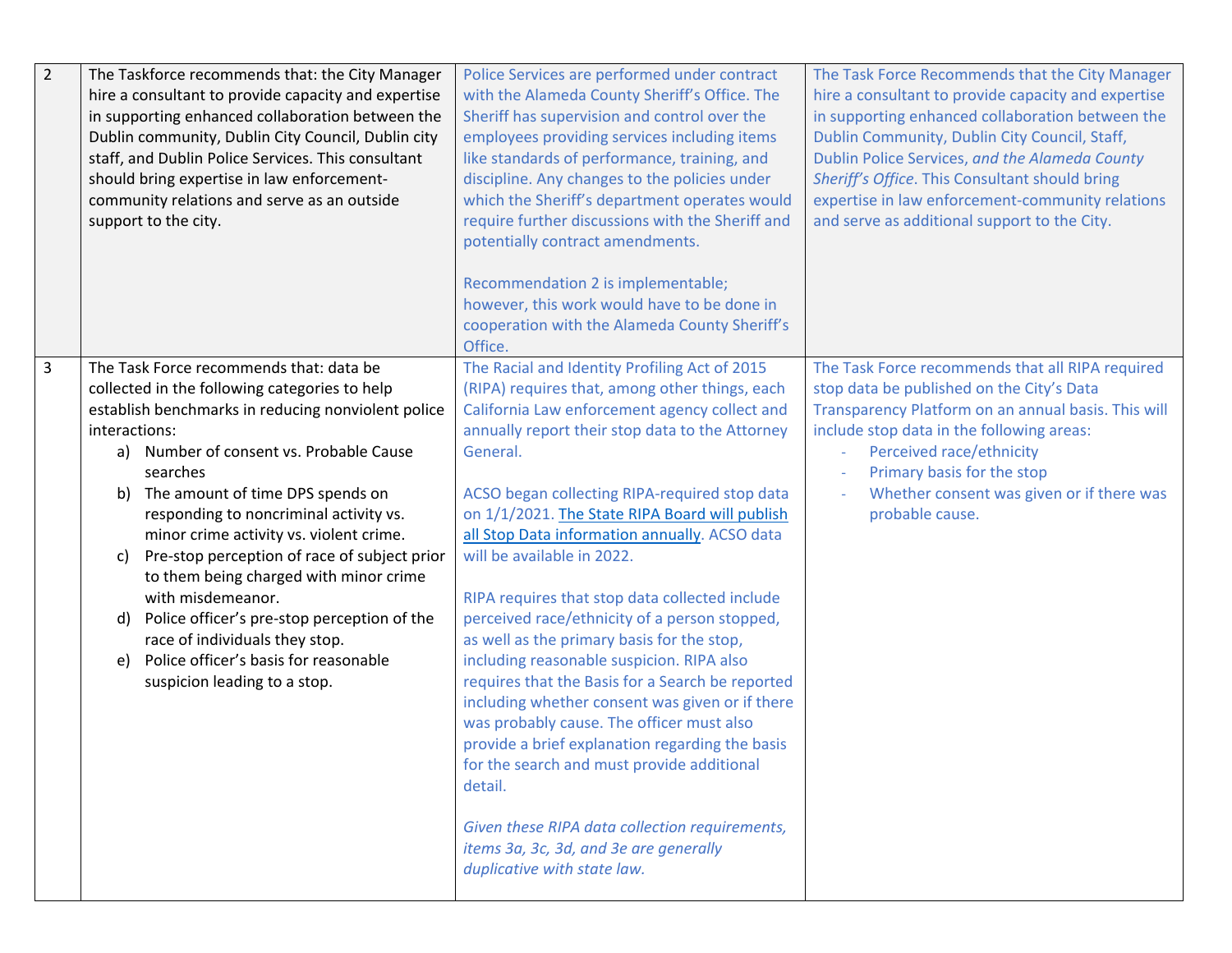| 2 | The Taskforce recommends that: the City Manager hire a consultant to provide capacity and expertise in supporting enhanced collaboration between the Dublin community, Dublin City Council, Dublin city staff, and Dublin Police Services. This consultant should bring expertise in law enforcement-community relations and serve as an outside support to the city. | Police Services are performed under contract with the Alameda County Sheriff's Office. The Sheriff has supervision and control over the employees providing services including items like standards of performance, training, and discipline. Any changes to the policies under which the Sheriff's department operates would require further discussions with the Sheriff and potentially contract amendments.<br><br>Recommendation 2 is implementable; however, this work would have to be done in cooperation with the Alameda County Sheriff's Office. | The Task Force Recommends that the City Manager hire a consultant to provide capacity and expertise in supporting enhanced collaboration between the Dublin Community, Dublin City Council, Staff, Dublin Police Services, *and the Alameda County Sheriff's Office*. This Consultant should bring expertise in law enforcement-community relations and serve as additional support to the City. |
|---|---|---|---|
| 3 | The Task Force recommends that: data be collected in the following categories to help establish benchmarks in reducing nonviolent police interactions:<br>a) Number of consent vs. Probable Cause searches<br>b) The amount of time DPS spends on responding to noncriminal activity vs. minor crime activity vs. violent crime.<br>c) Pre-stop perception of race of subject prior to them being charged with minor crime with misdemeanor.<br>d) Police officer's pre-stop perception of the race of individuals they stop.<br>e) Police officer's basis for reasonable suspicion leading to a stop. | The Racial and Identity Profiling Act of 2015 (RIPA) requires that, among other things, each California Law enforcement agency collect and annually report their stop data to the Attorney General.<br><br>ACSO began collecting RIPA-required stop data on 1/1/2021. The State RIPA Board will publish all Stop Data information annually. ACSO data will be available in 2022.<br><br>RIPA requires that stop data collected include perceived race/ethnicity of a person stopped, as well as the primary basis for the stop, including reasonable suspicion. RIPA also requires that the Basis for a Search be reported including whether consent was given or if there was probably cause. The officer must also provide a brief explanation regarding the basis for the search and must provide additional detail.<br><br>*Given these RIPA data collection requirements, items 3a, 3c, 3d, and 3e are generally duplicative with state law.* | The Task Force recommends that all RIPA required stop data be published on the City's Data Transparency Platform on an annual basis. This will include stop data in the following areas:<br>- Perceived race/ethnicity<br>- Primary basis for the stop<br>- Whether consent was given or if there was probable cause. |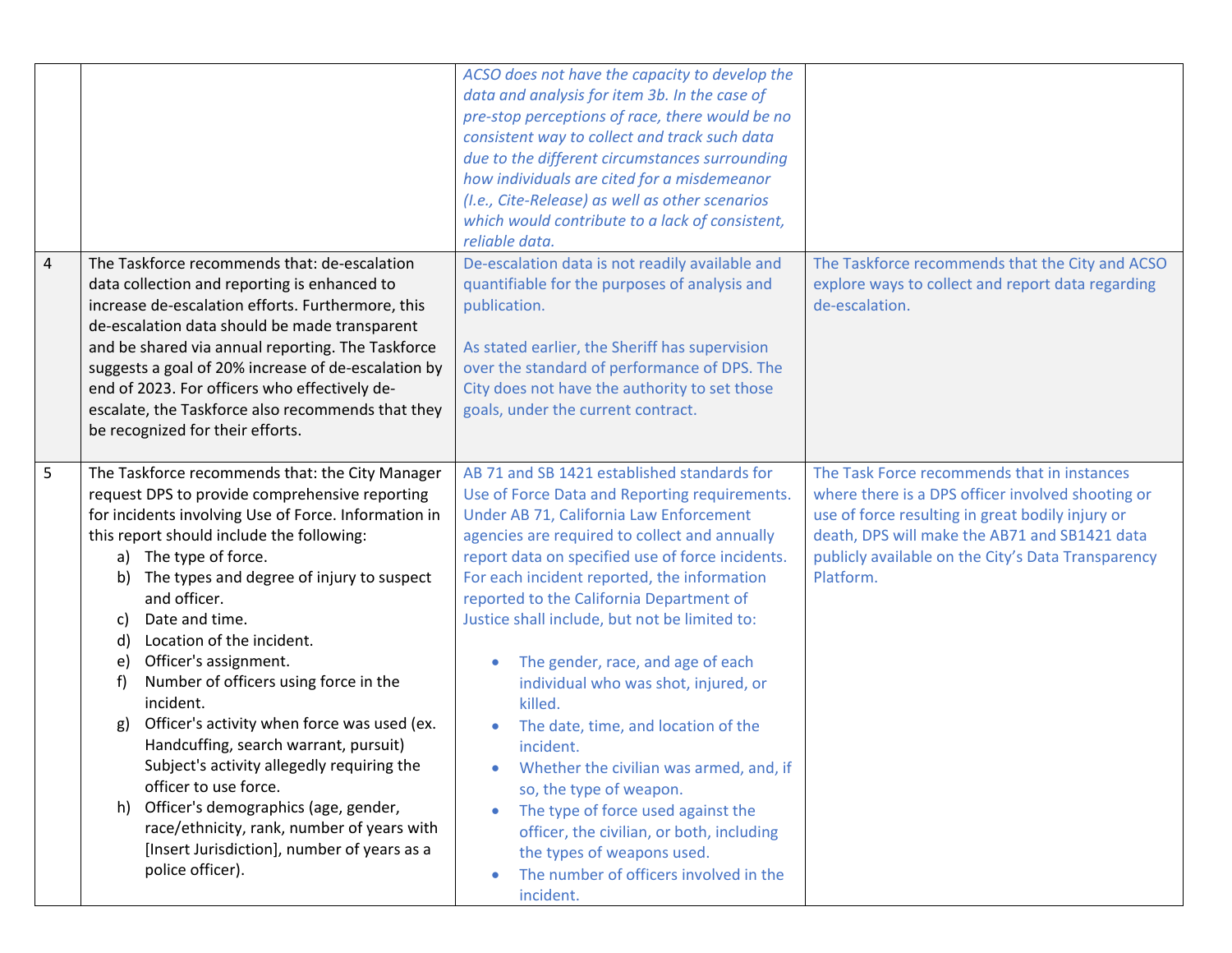| | | | |
|---|---|---|---|
| | | *ACSO does not have the capacity to develop the data and analysis for item 3b. In the case of pre-stop perceptions of race, there would be no consistent way to collect and track such data due to the different circumstances surrounding how individuals are cited for a misdemeanor (I.e., Cite-Release) as well as other scenarios which would contribute to a lack of consistent, reliable data.* | |
| 4 | The Taskforce recommends that: de-escalation data collection and reporting is enhanced to increase de-escalation efforts. Furthermore, this de-escalation data should be made transparent and be shared via annual reporting. The Taskforce suggests a goal of 20% increase of de-escalation by end of 2023. For officers who effectively de-escalate, the Taskforce also recommends that they be recognized for their efforts. | De-escalation data is not readily available and quantifiable for the purposes of analysis and publication.<br><br>As stated earlier, the Sheriff has supervision over the standard of performance of DPS. The City does not have the authority to set those goals, under the current contract. | The Taskforce recommends that the City and ACSO explore ways to collect and report data regarding de-escalation. |
| 5 | The Taskforce recommends that: the City Manager request DPS to provide comprehensive reporting for incidents involving Use of Force. Information in this report should include the following:<br>a) The type of force.<br>b) The types and degree of injury to suspect and officer.<br>c) Date and time.<br>d) Location of the incident.<br>e) Officer's assignment.<br>f) Number of officers using force in the incident.<br>g) Officer's activity when force was used (ex. Handcuffing, search warrant, pursuit) Subject's activity allegedly requiring the officer to use force.<br>h) Officer's demographics (age, gender, race/ethnicity, rank, number of years with [Insert Jurisdiction], number of years as a police officer). | AB 71 and SB 1421 established standards for Use of Force Data and Reporting requirements. Under AB 71, California Law Enforcement agencies are required to collect and annually report data on specified use of force incidents. For each incident reported, the information reported to the California Department of Justice shall include, but not be limited to:<br><br>• The gender, race, and age of each individual who was shot, injured, or killed.<br>• The date, time, and location of the incident.<br>• Whether the civilian was armed, and, if so, the type of weapon.<br>• The type of force used against the officer, the civilian, or both, including the types of weapons used.<br>• The number of officers involved in the incident. | The Task Force recommends that in instances where there is a DPS officer involved shooting or use of force resulting in great bodily injury or death, DPS will make the AB71 and SB1421 data publicly available on the City's Data Transparency Platform. |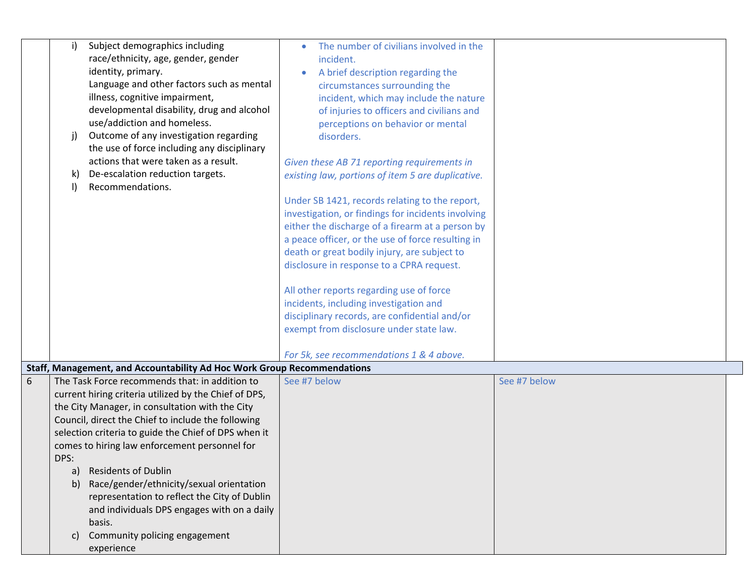| | | | |
|---|---|---|---|
| | i) Subject demographics including race/ethnicity, age, gender, gender identity, primary.<br>Language and other factors such as mental illness, cognitive impairment, developmental disability, drug and alcohol use/addiction and homeless.<br>j) Outcome of any investigation regarding the use of force including any disciplinary actions that were taken as a result.<br>k) De-escalation reduction targets.<br>l) Recommendations. | • The number of civilians involved in the incident.<br>• A brief description regarding the circumstances surrounding the incident, which may include the nature of injuries to officers and civilians and perceptions on behavior or mental disorders.<br><br>*Given these AB 71 reporting requirements in existing law, portions of item 5 are duplicative.*<br><br>Under SB 1421, records relating to the report, investigation, or findings for incidents involving either the discharge of a firearm at a person by a peace officer, or the use of force resulting in death or great bodily injury, are subject to disclosure in response to a CPRA request.<br><br>All other reports regarding use of force incidents, including investigation and disciplinary records, are confidential and/or exempt from disclosure under state law.<br><br>*For 5k, see recommendations 1 & 4 above.* | |
| **Staff, Management, and Accountability Ad Hoc Work Group Recommendations** | | | |
| 6 | The Task Force recommends that: in addition to current hiring criteria utilized by the Chief of DPS, the City Manager, in consultation with the City Council, direct the Chief to include the following selection criteria to guide the Chief of DPS when it comes to hiring law enforcement personnel for DPS:<br>a) Residents of Dublin<br>b) Race/gender/ethnicity/sexual orientation representation to reflect the City of Dublin and individuals DPS engages with on a daily basis.<br>c) Community policing engagement experience | See #7 below | See #7 below |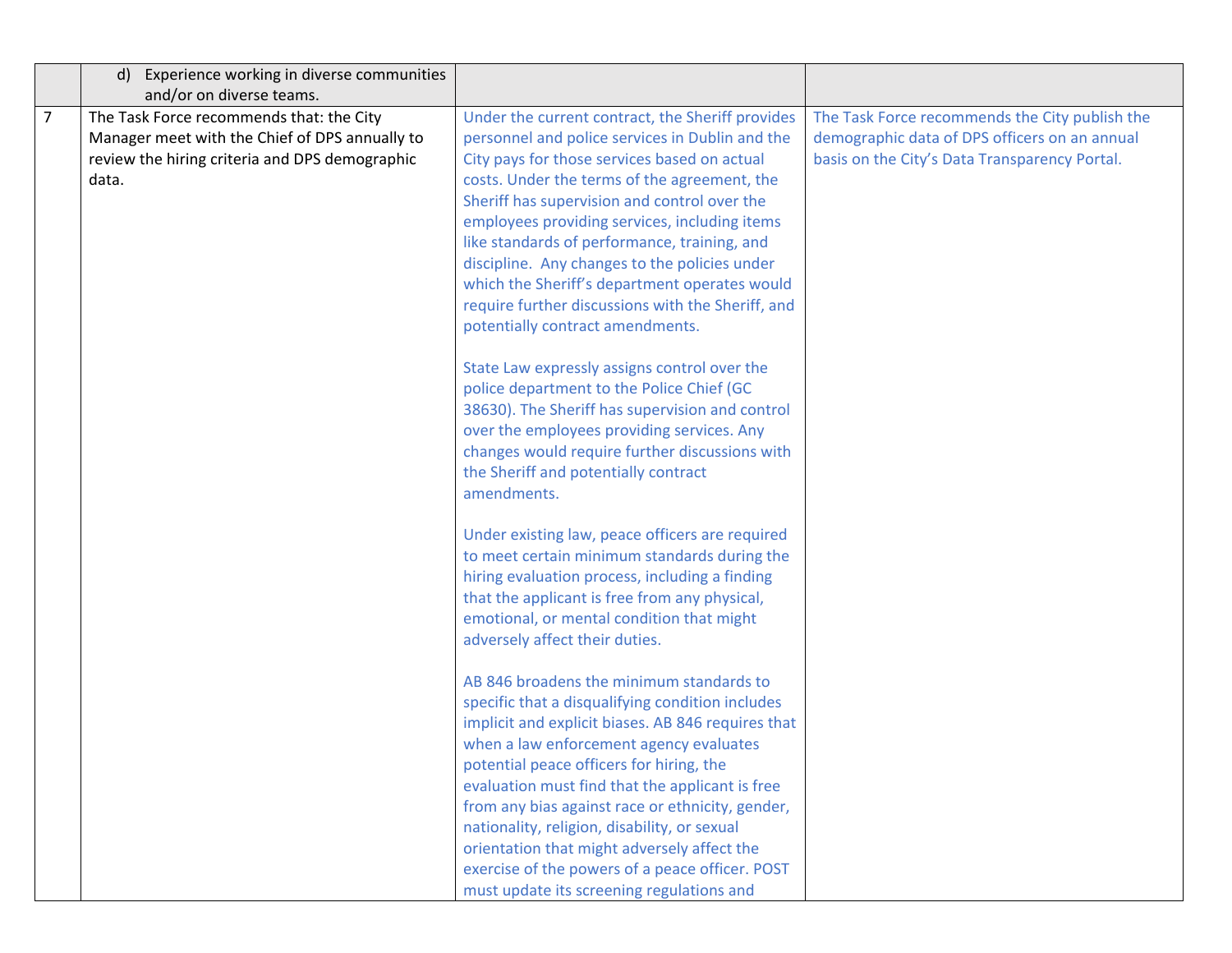| | | | |
|---|---|---|---|
| | d) Experience working in diverse communities and/or on diverse teams. | | |
| 7 | The Task Force recommends that: the City Manager meet with the Chief of DPS annually to review the hiring criteria and DPS demographic data. | Under the current contract, the Sheriff provides personnel and police services in Dublin and the City pays for those services based on actual costs. Under the terms of the agreement, the Sheriff has supervision and control over the employees providing services, including items like standards of performance, training, and discipline. Any changes to the policies under which the Sheriff's department operates would require further discussions with the Sheriff, and potentially contract amendments.<br><br>State Law expressly assigns control over the police department to the Police Chief (GC 38630). The Sheriff has supervision and control over the employees providing services. Any changes would require further discussions with the Sheriff and potentially contract amendments.<br><br>Under existing law, peace officers are required to meet certain minimum standards during the hiring evaluation process, including a finding that the applicant is free from any physical, emotional, or mental condition that might adversely affect their duties.<br><br>AB 846 broadens the minimum standards to specific that a disqualifying condition includes implicit and explicit biases. AB 846 requires that when a law enforcement agency evaluates potential peace officers for hiring, the evaluation must find that the applicant is free from any bias against race or ethnicity, gender, nationality, religion, disability, or sexual orientation that might adversely affect the exercise of the powers of a peace officer. POST must update its screening regulations and | The Task Force recommends the City publish the demographic data of DPS officers on an annual basis on the City's Data Transparency Portal. |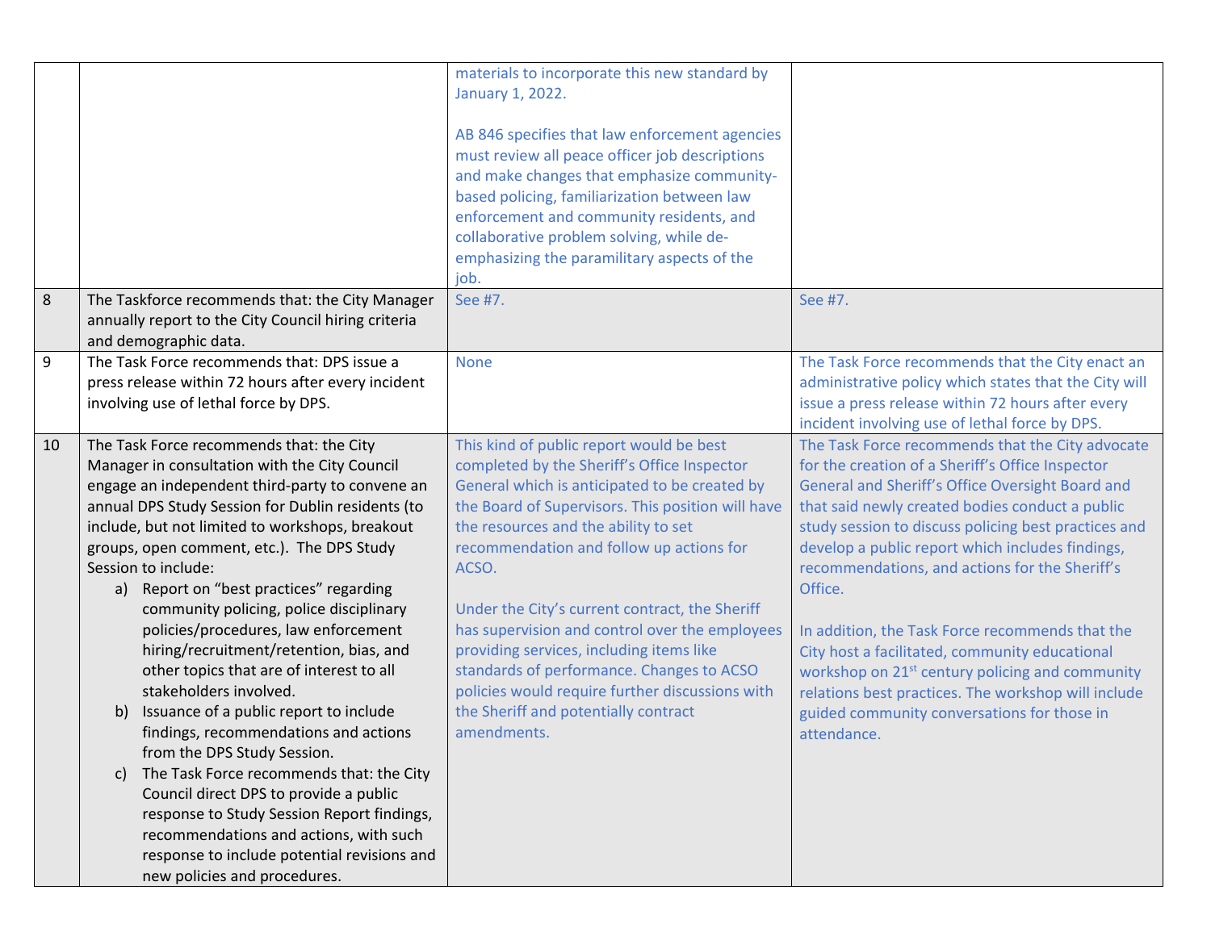| | | | |
|---|---|---|---|
| | | materials to incorporate this new standard by January 1, 2022.<br><br>AB 846 specifies that law enforcement agencies must review all peace officer job descriptions and make changes that emphasize community-based policing, familiarization between law enforcement and community residents, and collaborative problem solving, while de-emphasizing the paramilitary aspects of the job. | |
| 8 | The Taskforce recommends that: the City Manager annually report to the City Council hiring criteria and demographic data. | See #7. | See #7. |
| 9 | The Task Force recommends that: DPS issue a press release within 72 hours after every incident involving use of lethal force by DPS. | None | The Task Force recommends that the City enact an administrative policy which states that the City will issue a press release within 72 hours after every incident involving use of lethal force by DPS. |
| 10 | The Task Force recommends that: the City Manager in consultation with the City Council engage an independent third-party to convene an annual DPS Study Session for Dublin residents (to include, but not limited to workshops, breakout groups, open comment, etc.). The DPS Study Session to include:<br>a) Report on "best practices" regarding community policing, police disciplinary policies/procedures, law enforcement hiring/recruitment/retention, bias, and other topics that are of interest to all stakeholders involved.<br>b) Issuance of a public report to include findings, recommendations and actions from the DPS Study Session.<br>c) The Task Force recommends that: the City Council direct DPS to provide a public response to Study Session Report findings, recommendations and actions, with such response to include potential revisions and new policies and procedures. | This kind of public report would be best completed by the Sheriff's Office Inspector General which is anticipated to be created by the Board of Supervisors. This position will have the resources and the ability to set recommendation and follow up actions for ACSO.<br><br>Under the City's current contract, the Sheriff has supervision and control over the employees providing services, including items like standards of performance. Changes to ACSO policies would require further discussions with the Sheriff and potentially contract amendments. | The Task Force recommends that the City advocate for the creation of a Sheriff's Office Inspector General and Sheriff's Office Oversight Board and that said newly created bodies conduct a public study session to discuss policing best practices and develop a public report which includes findings, recommendations, and actions for the Sheriff's Office.<br><br>In addition, the Task Force recommends that the City host a facilitated, community educational workshop on 21st century policing and community relations best practices. The workshop will include guided community conversations for those in attendance. |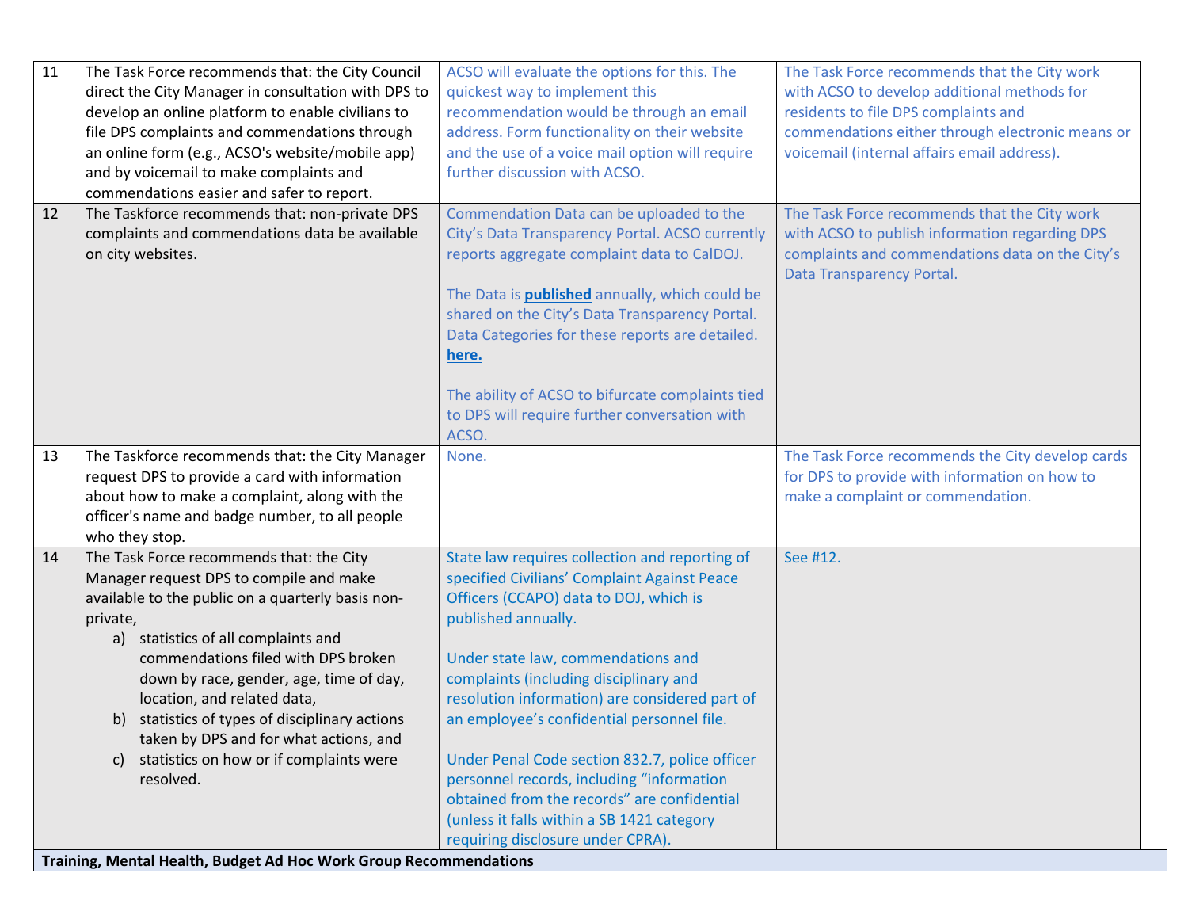| | | | |
|---|---|---|---|
| 11 | The Task Force recommends that: the City Council direct the City Manager in consultation with DPS to develop an online platform to enable civilians to file DPS complaints and commendations through an online form (e.g., ACSO's website/mobile app) and by voicemail to make complaints and commendations easier and safer to report. | ACSO will evaluate the options for this. The quickest way to implement this recommendation would be through an email address. Form functionality on their website and the use of a voice mail option will require further discussion with ACSO. | The Task Force recommends that the City work with ACSO to develop additional methods for residents to file DPS complaints and commendations either through electronic means or voicemail (internal affairs email address). |
| 12 | The Taskforce recommends that: non-private DPS complaints and commendations data be available on city websites. | Commendation Data can be uploaded to the City's Data Transparency Portal. ACSO currently reports aggregate complaint data to CalDOJ.<br><br>The Data is **published** annually, which could be shared on the City's Data Transparency Portal. Data Categories for these reports are detailed. **here.**<br><br>The ability of ACSO to bifurcate complaints tied to DPS will require further conversation with ACSO. | The Task Force recommends that the City work with ACSO to publish information regarding DPS complaints and commendations data on the City's Data Transparency Portal. |
| 13 | The Taskforce recommends that: the City Manager request DPS to provide a card with information about how to make a complaint, along with the officer's name and badge number, to all people who they stop. | None. | The Task Force recommends the City develop cards for DPS to provide with information on how to make a complaint or commendation. |
| 14 | The Task Force recommends that: the City Manager request DPS to compile and make available to the public on a quarterly basis non-private,<br>a) statistics of all complaints and commendations filed with DPS broken down by race, gender, age, time of day, location, and related data,<br>b) statistics of types of disciplinary actions taken by DPS and for what actions, and<br>c) statistics on how or if complaints were resolved. | State law requires collection and reporting of specified Civilians' Complaint Against Peace Officers (CCAPO) data to DOJ, which is published annually.<br><br>Under state law, commendations and complaints (including disciplinary and resolution information) are considered part of an employee's confidential personnel file.<br><br>Under Penal Code section 832.7, police officer personnel records, including "information obtained from the records" are confidential (unless it falls within a SB 1421 category requiring disclosure under CPRA). | See #12. |
| **Training, Mental Health, Budget Ad Hoc Work Group Recommendations** | | | |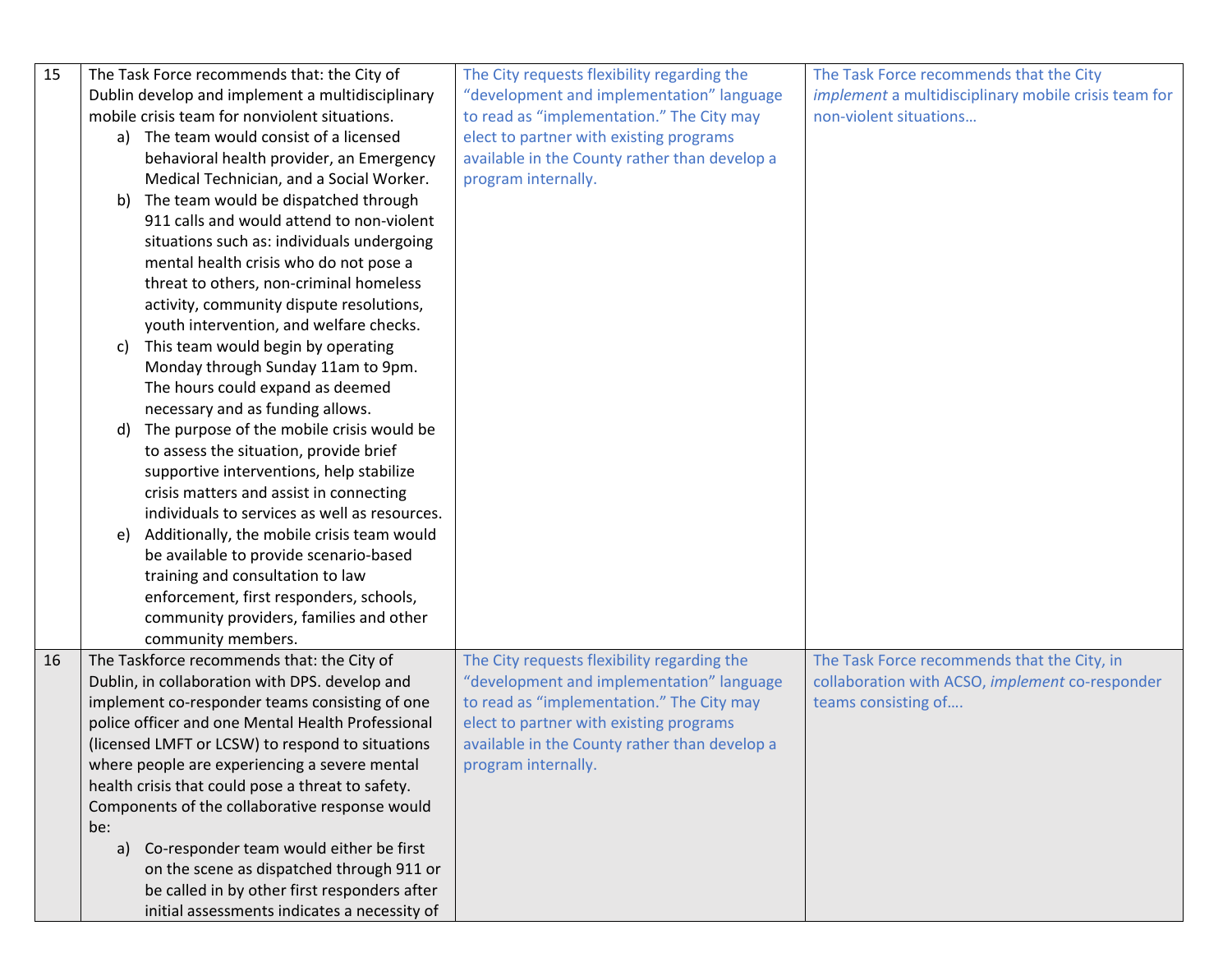| | | | |
|---|---|---|---|
| 15 | The Task Force recommends that: the City of Dublin develop and implement a multidisciplinary mobile crisis team for nonviolent situations.<br>a) The team would consist of a licensed behavioral health provider, an Emergency Medical Technician, and a Social Worker.<br>b) The team would be dispatched through 911 calls and would attend to non-violent situations such as: individuals undergoing mental health crisis who do not pose a threat to others, non-criminal homeless activity, community dispute resolutions, youth intervention, and welfare checks.<br>c) This team would begin by operating Monday through Sunday 11am to 9pm. The hours could expand as deemed necessary and as funding allows.<br>d) The purpose of the mobile crisis would be to assess the situation, provide brief supportive interventions, help stabilize crisis matters and assist in connecting individuals to services as well as resources.<br>e) Additionally, the mobile crisis team would be available to provide scenario-based training and consultation to law enforcement, first responders, schools, community providers, families and other community members. | The City requests flexibility regarding the "development and implementation" language to read as "implementation." The City may elect to partner with existing programs available in the County rather than develop a program internally. | The Task Force recommends that the City *implement* a multidisciplinary mobile crisis team for non-violent situations… |
| 16 | The Taskforce recommends that: the City of Dublin, in collaboration with DPS. develop and implement co-responder teams consisting of one police officer and one Mental Health Professional (licensed LMFT or LCSW) to respond to situations where people are experiencing a severe mental health crisis that could pose a threat to safety. Components of the collaborative response would be:<br>a) Co-responder team would either be first on the scene as dispatched through 911 or be called in by other first responders after initial assessments indicates a necessity of | The City requests flexibility regarding the "development and implementation" language to read as "implementation." The City may elect to partner with existing programs available in the County rather than develop a program internally. | The Task Force recommends that the City, in collaboration with ACSO, *implement* co-responder teams consisting of…. |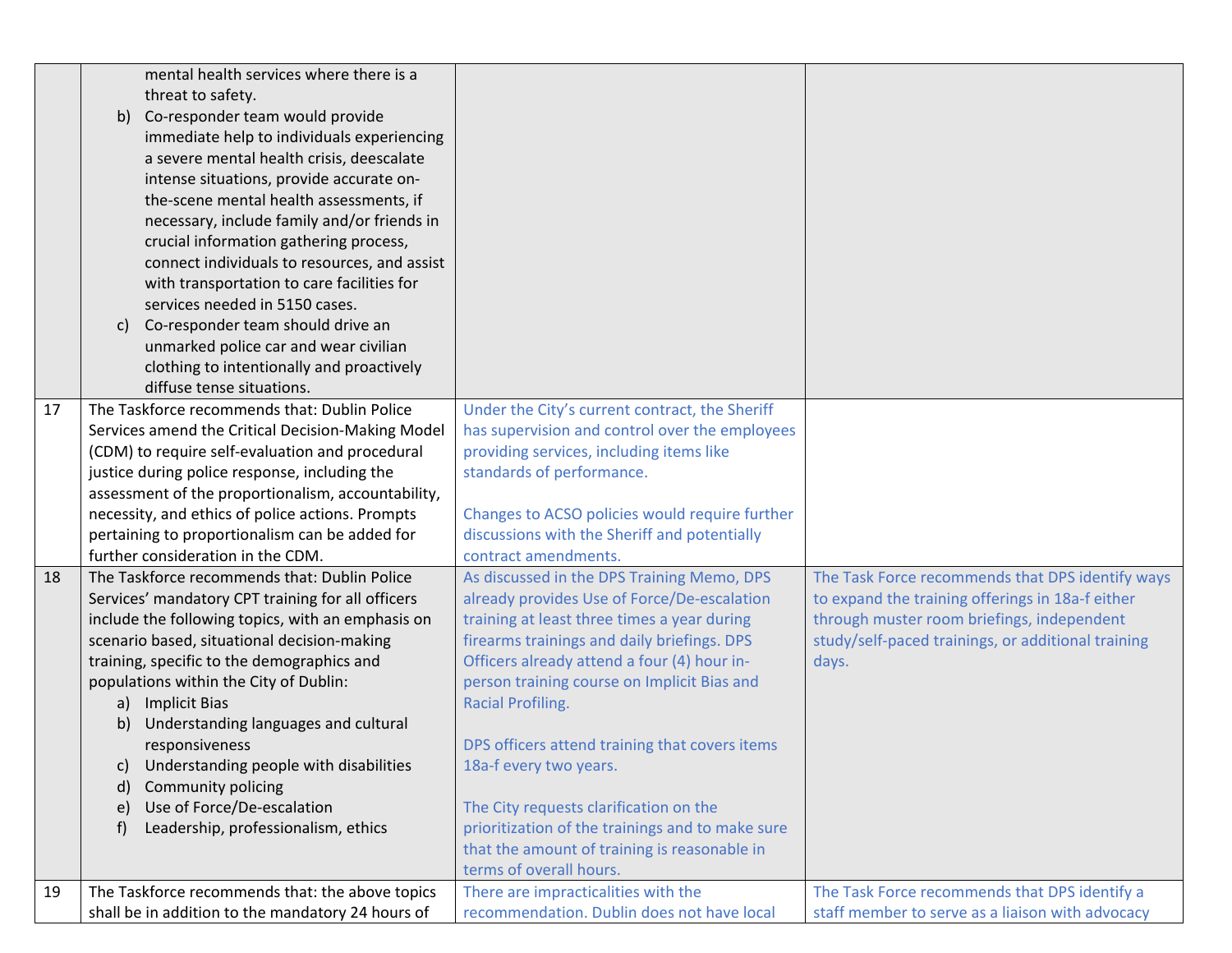| | | | |
|---|---|---|---|
| | mental health services where there is a threat to safety.<br>b) Co-responder team would provide immediate help to individuals experiencing a severe mental health crisis, deescalate intense situations, provide accurate on-the-scene mental health assessments, if necessary, include family and/or friends in crucial information gathering process, connect individuals to resources, and assist with transportation to care facilities for services needed in 5150 cases.<br>c) Co-responder team should drive an unmarked police car and wear civilian clothing to intentionally and proactively diffuse tense situations. | | |
| 17 | The Taskforce recommends that: Dublin Police Services amend the Critical Decision-Making Model (CDM) to require self-evaluation and procedural justice during police response, including the assessment of the proportionalism, accountability, necessity, and ethics of police actions. Prompts pertaining to proportionalism can be added for further consideration in the CDM. | Under the City's current contract, the Sheriff has supervision and control over the employees providing services, including items like standards of performance.<br><br>Changes to ACSO policies would require further discussions with the Sheriff and potentially contract amendments. | |
| 18 | The Taskforce recommends that: Dublin Police Services' mandatory CPT training for all officers include the following topics, with an emphasis on scenario based, situational decision-making training, specific to the demographics and populations within the City of Dublin:<br>a) Implicit Bias<br>b) Understanding languages and cultural responsiveness<br>c) Understanding people with disabilities<br>d) Community policing<br>e) Use of Force/De-escalation<br>f) Leadership, professionalism, ethics | As discussed in the DPS Training Memo, DPS already provides Use of Force/De-escalation training at least three times a year during firearms trainings and daily briefings. DPS Officers already attend a four (4) hour in-person training course on Implicit Bias and Racial Profiling.<br><br>DPS officers attend training that covers items 18a-f every two years.<br><br>The City requests clarification on the prioritization of the trainings and to make sure that the amount of training is reasonable in terms of overall hours. | The Task Force recommends that DPS identify ways to expand the training offerings in 18a-f either through muster room briefings, independent study/self-paced trainings, or additional training days. |
| 19 | The Taskforce recommends that: the above topics shall be in addition to the mandatory 24 hours of | There are impracticalities with the recommendation. Dublin does not have local | The Task Force recommends that DPS identify a staff member to serve as a liaison with advocacy |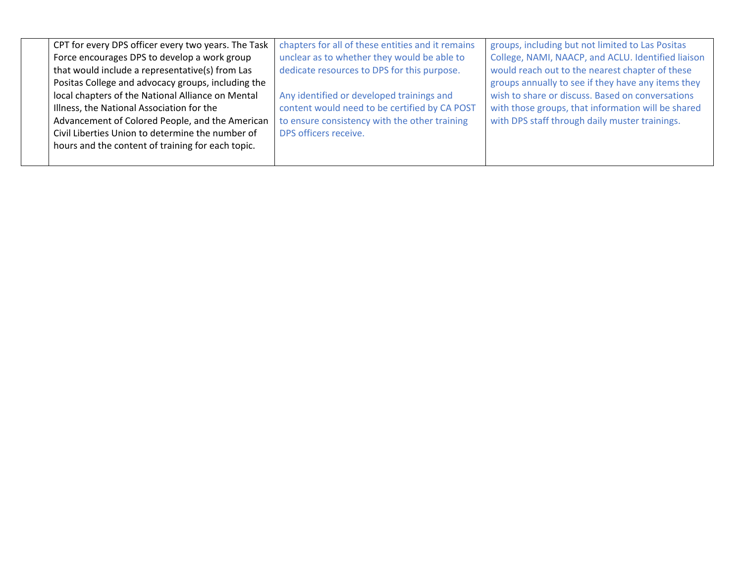| | | | |
|---|---|---|---|
| | CPT for every DPS officer every two years. The Task Force encourages DPS to develop a work group that would include a representative(s) from Las Positas College and advocacy groups, including the local chapters of the National Alliance on Mental Illness, the National Association for the Advancement of Colored People, and the American Civil Liberties Union to determine the number of hours and the content of training for each topic. | chapters for all of these entities and it remains unclear as to whether they would be able to dedicate resources to DPS for this purpose.<br><br>Any identified or developed trainings and content would need to be certified by CA POST to ensure consistency with the other training DPS officers receive. | groups, including but not limited to Las Positas College, NAMI, NAACP, and ACLU. Identified liaison would reach out to the nearest chapter of these groups annually to see if they have any items they wish to share or discuss. Based on conversations with those groups, that information will be shared with DPS staff through daily muster trainings. |